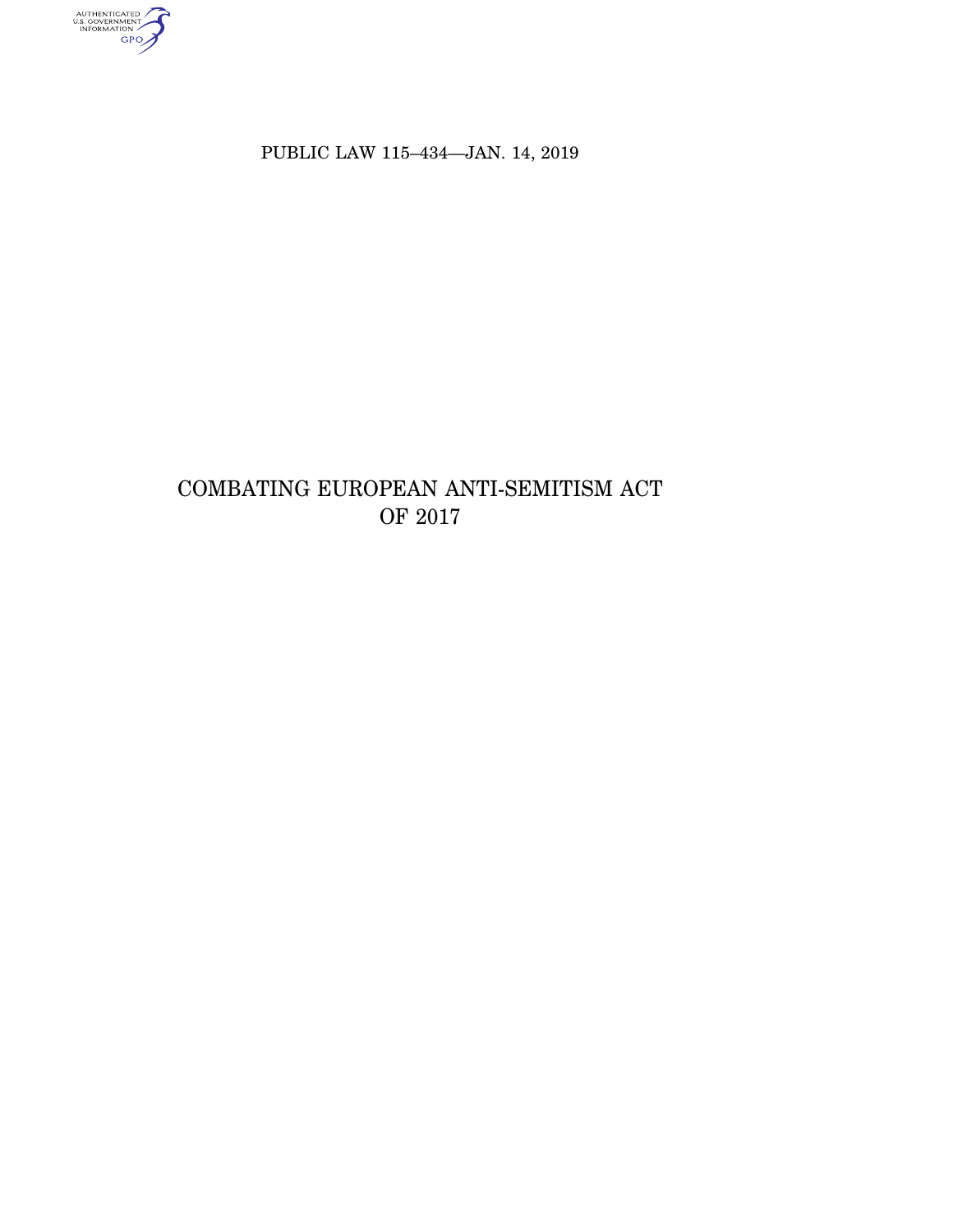PUBLIC LAW 115–434—JAN. 14, 2019

# COMBATING EUROPEAN ANTI-SEMITISM ACT OF 2017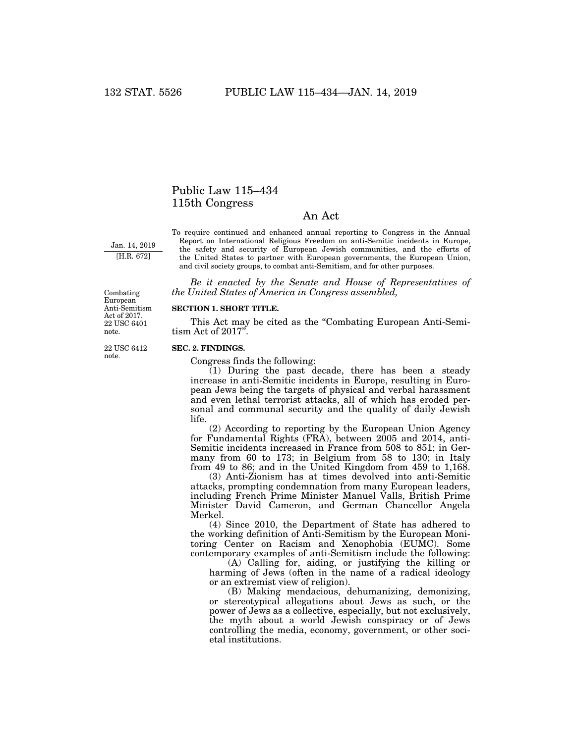# Public Law 115–434
# 115th Congress

## An Act

Jan. 14, 2019
[H.R. 672]

To require continued and enhanced annual reporting to Congress in the Annual Report on International Religious Freedom on anti-Semitic incidents in Europe, the safety and security of European Jewish communities, and the efforts of the United States to partner with European governments, the European Union, and civil society groups, to combat anti-Semitism, and for other purposes.

*Be it enacted by the Senate and House of Representatives of the United States of America in Congress assembled,*

Combating European Anti-Semitism Act of 2017. 22 USC 6401 note.

### SECTION 1. SHORT TITLE.

This Act may be cited as the "Combating European Anti-Semitism Act of 2017".

22 USC 6412 note.

### SEC. 2. FINDINGS.

Congress finds the following:

(1) During the past decade, there has been a steady increase in anti-Semitic incidents in Europe, resulting in European Jews being the targets of physical and verbal harassment and even lethal terrorist attacks, all of which has eroded personal and communal security and the quality of daily Jewish life.

(2) According to reporting by the European Union Agency for Fundamental Rights (FRA), between 2005 and 2014, anti-Semitic incidents increased in France from 508 to 851; in Germany from 60 to 173; in Belgium from 58 to 130; in Italy from 49 to 86; and in the United Kingdom from 459 to 1,168.

(3) Anti-Zionism has at times devolved into anti-Semitic attacks, prompting condemnation from many European leaders, including French Prime Minister Manuel Valls, British Prime Minister David Cameron, and German Chancellor Angela Merkel.

(4) Since 2010, the Department of State has adhered to the working definition of Anti-Semitism by the European Monitoring Center on Racism and Xenophobia (EUMC). Some contemporary examples of anti-Semitism include the following:

(A) Calling for, aiding, or justifying the killing or harming of Jews (often in the name of a radical ideology or an extremist view of religion).

(B) Making mendacious, dehumanizing, demonizing, or stereotypical allegations about Jews as such, or the power of Jews as a collective, especially, but not exclusively, the myth about a world Jewish conspiracy or of Jews controlling the media, economy, government, or other societal institutions.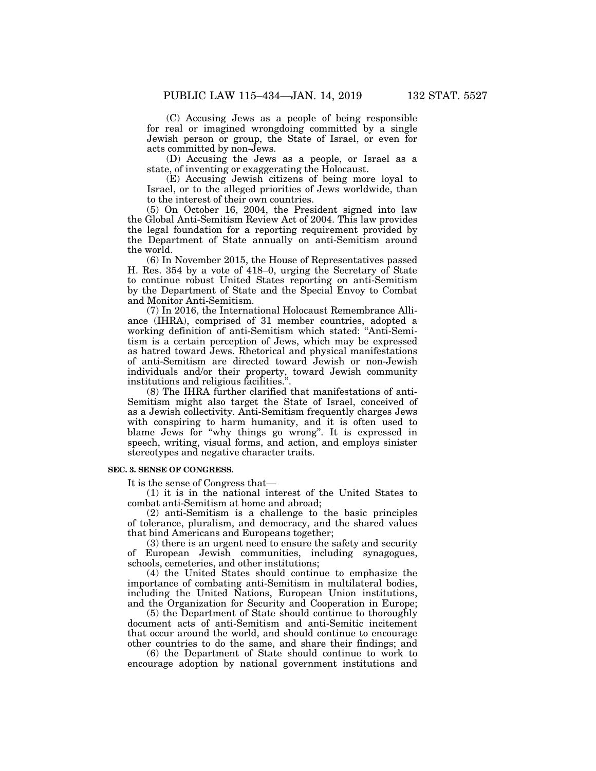(C) Accusing Jews as a people of being responsible for real or imagined wrongdoing committed by a single Jewish person or group, the State of Israel, or even for acts committed by non-Jews.

(D) Accusing the Jews as a people, or Israel as a state, of inventing or exaggerating the Holocaust.

(E) Accusing Jewish citizens of being more loyal to Israel, or to the alleged priorities of Jews worldwide, than to the interest of their own countries.

(5) On October 16, 2004, the President signed into law the Global Anti-Semitism Review Act of 2004. This law provides the legal foundation for a reporting requirement provided by the Department of State annually on anti-Semitism around the world.

(6) In November 2015, the House of Representatives passed H. Res. 354 by a vote of 418–0, urging the Secretary of State to continue robust United States reporting on anti-Semitism by the Department of State and the Special Envoy to Combat and Monitor Anti-Semitism.

(7) In 2016, the International Holocaust Remembrance Alliance (IHRA), comprised of 31 member countries, adopted a working definition of anti-Semitism which stated: "Anti-Semitism is a certain perception of Jews, which may be expressed as hatred toward Jews. Rhetorical and physical manifestations of anti-Semitism are directed toward Jewish or non-Jewish individuals and/or their property, toward Jewish community institutions and religious facilities.".

(8) The IHRA further clarified that manifestations of anti-Semitism might also target the State of Israel, conceived of as a Jewish collectivity. Anti-Semitism frequently charges Jews with conspiring to harm humanity, and it is often used to blame Jews for "why things go wrong". It is expressed in speech, writing, visual forms, and action, and employs sinister stereotypes and negative character traits.

**SEC. 3. SENSE OF CONGRESS.**

It is the sense of Congress that—

(1) it is in the national interest of the United States to combat anti-Semitism at home and abroad;

(2) anti-Semitism is a challenge to the basic principles of tolerance, pluralism, and democracy, and the shared values that bind Americans and Europeans together;

(3) there is an urgent need to ensure the safety and security of European Jewish communities, including synagogues, schools, cemeteries, and other institutions;

(4) the United States should continue to emphasize the importance of combating anti-Semitism in multilateral bodies, including the United Nations, European Union institutions, and the Organization for Security and Cooperation in Europe;

(5) the Department of State should continue to thoroughly document acts of anti-Semitism and anti-Semitic incitement that occur around the world, and should continue to encourage other countries to do the same, and share their findings; and

(6) the Department of State should continue to work to encourage adoption by national government institutions and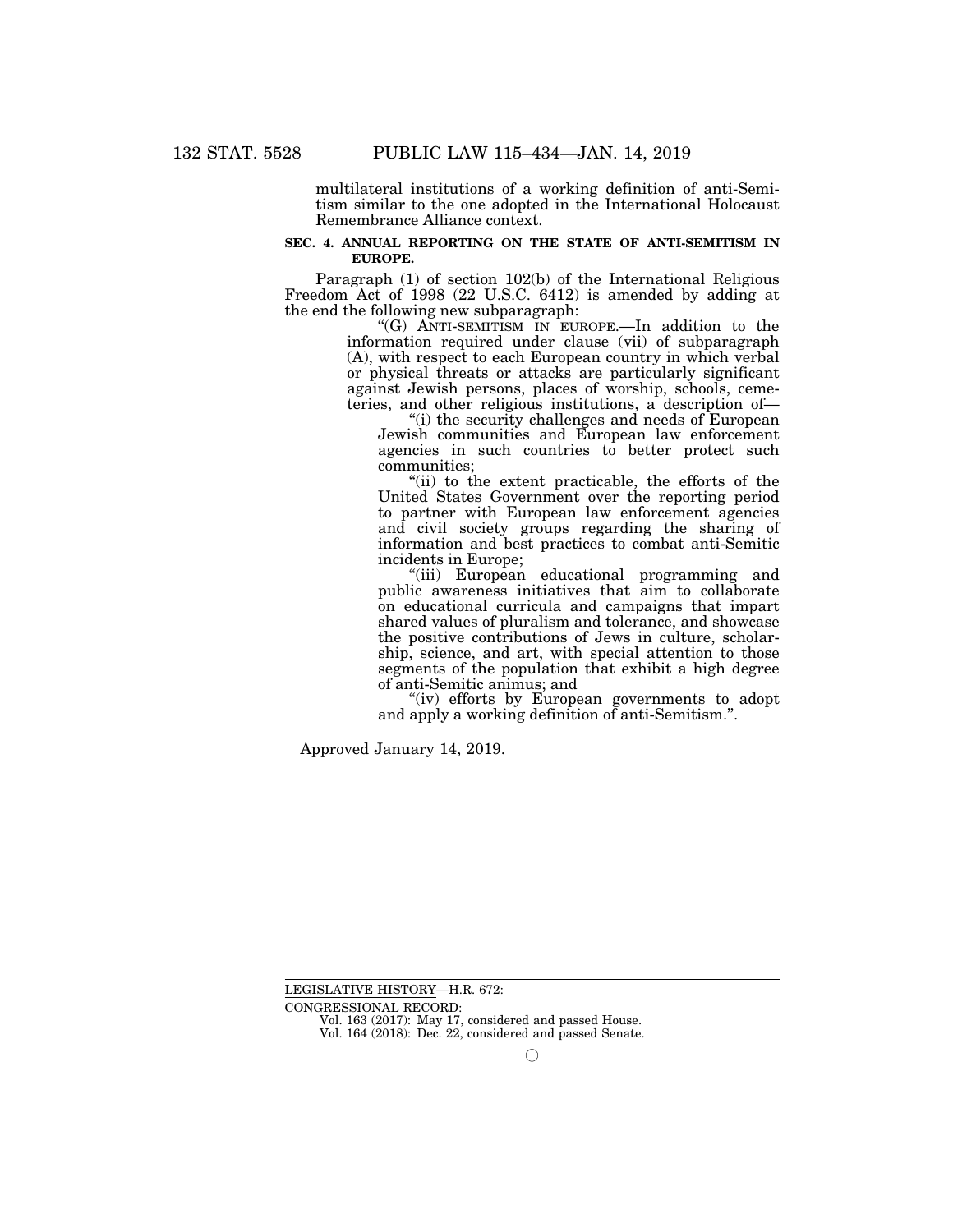multilateral institutions of a working definition of anti-Semitism similar to the one adopted in the International Holocaust Remembrance Alliance context.

**SEC. 4. ANNUAL REPORTING ON THE STATE OF ANTI-SEMITISM IN EUROPE.**

Paragraph (1) of section 102(b) of the International Religious Freedom Act of 1998 (22 U.S.C. 6412) is amended by adding at the end the following new subparagraph:

"(G) ANTI-SEMITISM IN EUROPE.—In addition to the information required under clause (vii) of subparagraph (A), with respect to each European country in which verbal or physical threats or attacks are particularly significant against Jewish persons, places of worship, schools, cemeteries, and other religious institutions, a description of—

"(i) the security challenges and needs of European Jewish communities and European law enforcement agencies in such countries to better protect such communities;

"(ii) to the extent practicable, the efforts of the United States Government over the reporting period to partner with European law enforcement agencies and civil society groups regarding the sharing of information and best practices to combat anti-Semitic incidents in Europe;

"(iii) European educational programming and public awareness initiatives that aim to collaborate on educational curricula and campaigns that impart shared values of pluralism and tolerance, and showcase the positive contributions of Jews in culture, scholarship, science, and art, with special attention to those segments of the population that exhibit a high degree of anti-Semitic animus; and

"(iv) efforts by European governments to adopt and apply a working definition of anti-Semitism.".

Approved January 14, 2019.

---

LEGISLATIVE HISTORY—H.R. 672:

CONGRESSIONAL RECORD:

Vol. 163 (2017): May 17, considered and passed House.

Vol. 164 (2018): Dec. 22, considered and passed Senate.